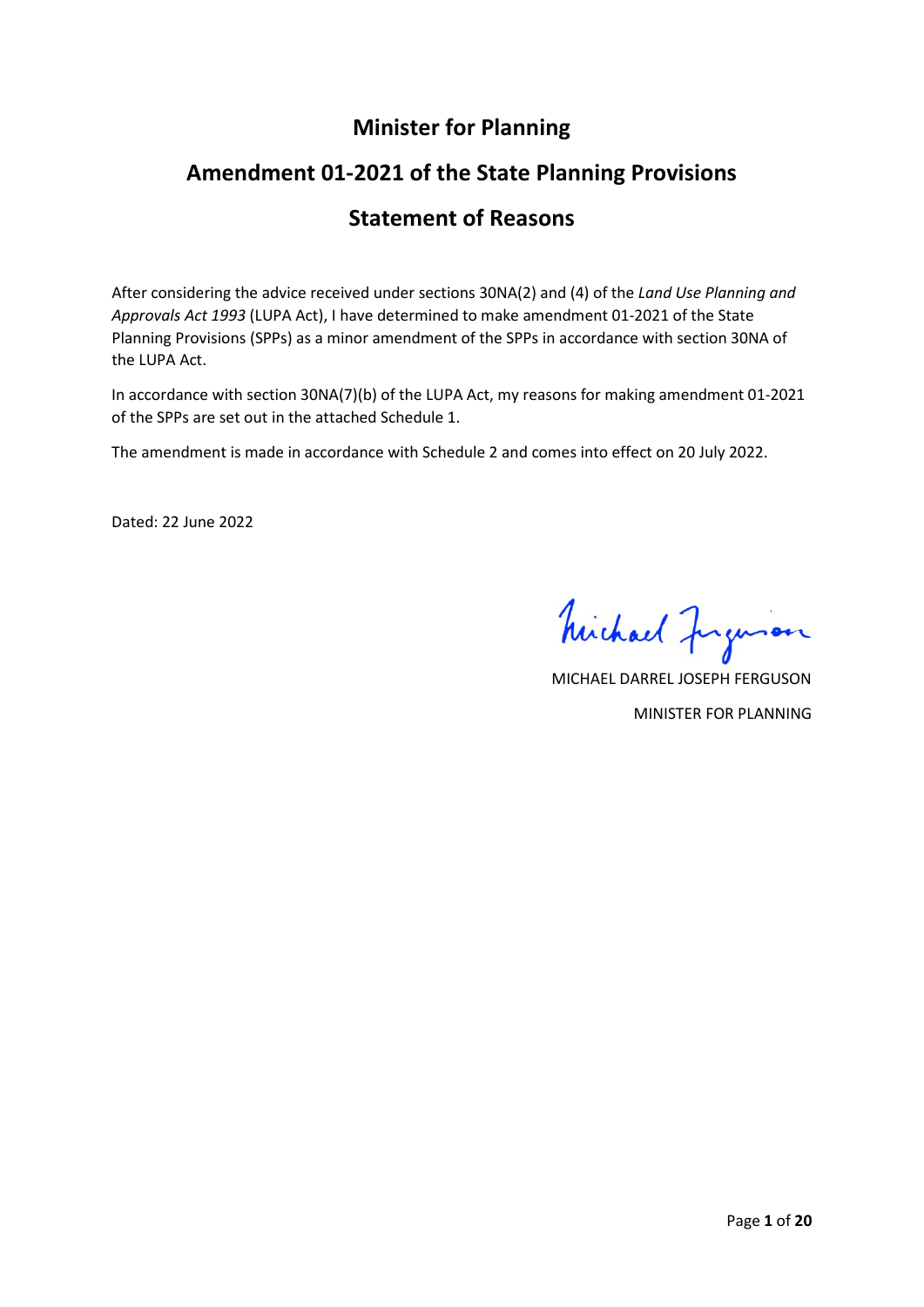# Minister for Planning

# Amendment 01-2021 of the State Planning Provisions

# Statement of Reasons

After considering the advice received under sections 30NA(2) and (4) of the *Land Use Planning and Approvals Act 1993* (LUPA Act), I have determined to make amendment 01-2021 of the State Planning Provisions (SPPs) as a minor amendment of the SPPs in accordance with section 30NA of the LUPA Act.

In accordance with section 30NA(7)(b) of the LUPA Act, my reasons for making amendment 01-2021 of the SPPs are set out in the attached Schedule 1.

The amendment is made in accordance with Schedule 2 and comes into effect on 20 July 2022.

Dated: 22 June 2022

MICHAEL DARREL JOSEPH FERGUSON

MINISTER FOR PLANNING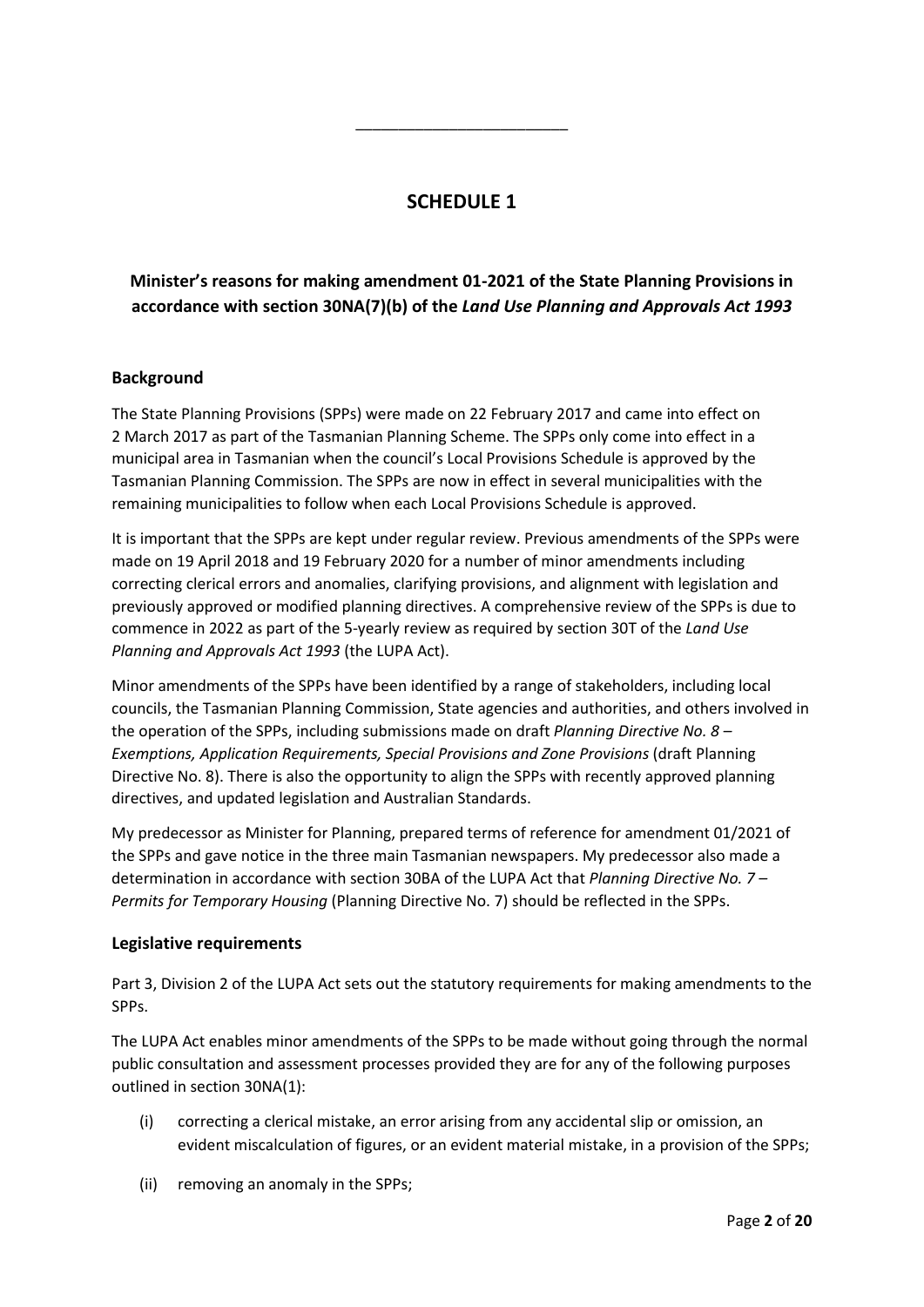# SCHEDULE 1

## Minister's reasons for making amendment 01-2021 of the State Planning Provisions in accordance with section 30NA(7)(b) of the *Land Use Planning and Approvals Act 1993*

### Background

The State Planning Provisions (SPPs) were made on 22 February 2017 and came into effect on 2 March 2017 as part of the Tasmanian Planning Scheme. The SPPs only come into effect in a municipal area in Tasmanian when the council's Local Provisions Schedule is approved by the Tasmanian Planning Commission. The SPPs are now in effect in several municipalities with the remaining municipalities to follow when each Local Provisions Schedule is approved.

It is important that the SPPs are kept under regular review. Previous amendments of the SPPs were made on 19 April 2018 and 19 February 2020 for a number of minor amendments including correcting clerical errors and anomalies, clarifying provisions, and alignment with legislation and previously approved or modified planning directives. A comprehensive review of the SPPs is due to commence in 2022 as part of the 5-yearly review as required by section 30T of the *Land Use Planning and Approvals Act 1993* (the LUPA Act).

Minor amendments of the SPPs have been identified by a range of stakeholders, including local councils, the Tasmanian Planning Commission, State agencies and authorities, and others involved in the operation of the SPPs, including submissions made on draft *Planning Directive No. 8 – Exemptions, Application Requirements, Special Provisions and Zone Provisions* (draft Planning Directive No. 8). There is also the opportunity to align the SPPs with recently approved planning directives, and updated legislation and Australian Standards.

My predecessor as Minister for Planning, prepared terms of reference for amendment 01/2021 of the SPPs and gave notice in the three main Tasmanian newspapers. My predecessor also made a determination in accordance with section 30BA of the LUPA Act that *Planning Directive No. 7 – Permits for Temporary Housing* (Planning Directive No. 7) should be reflected in the SPPs.

### Legislative requirements

Part 3, Division 2 of the LUPA Act sets out the statutory requirements for making amendments to the SPPs.

The LUPA Act enables minor amendments of the SPPs to be made without going through the normal public consultation and assessment processes provided they are for any of the following purposes outlined in section 30NA(1):

(i) correcting a clerical mistake, an error arising from any accidental slip or omission, an evident miscalculation of figures, or an evident material mistake, in a provision of the SPPs;

(ii) removing an anomaly in the SPPs;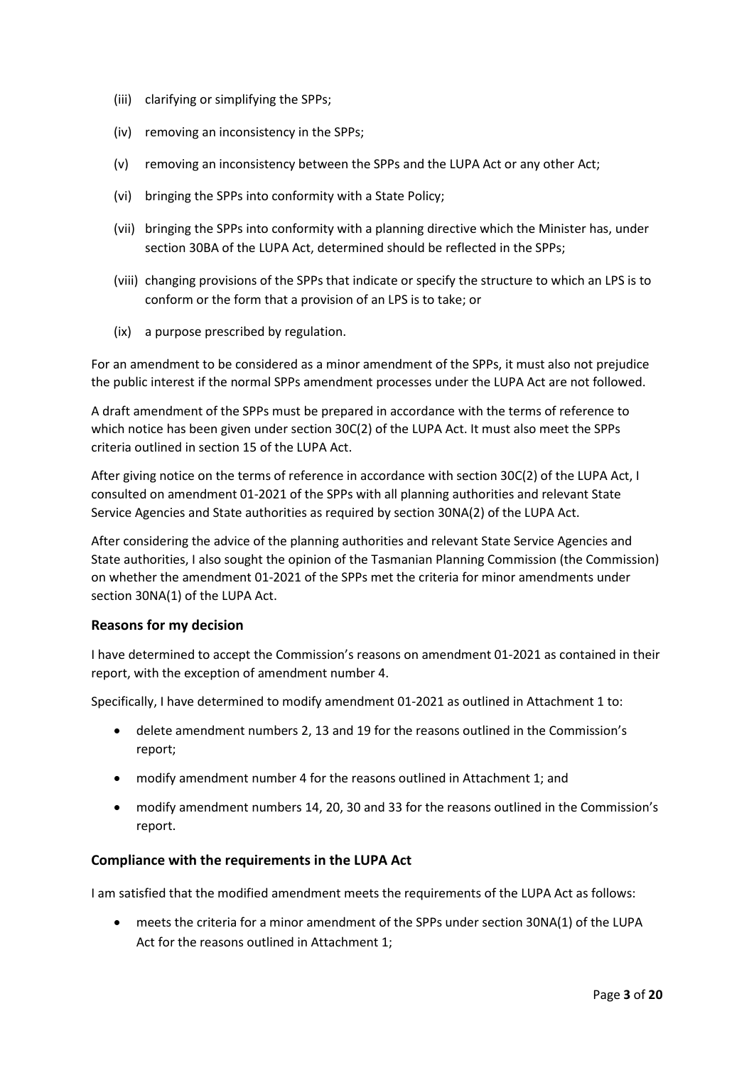(iii) clarifying or simplifying the SPPs;

(iv) removing an inconsistency in the SPPs;

(v) removing an inconsistency between the SPPs and the LUPA Act or any other Act;

(vi) bringing the SPPs into conformity with a State Policy;

(vii) bringing the SPPs into conformity with a planning directive which the Minister has, under section 30BA of the LUPA Act, determined should be reflected in the SPPs;

(viii) changing provisions of the SPPs that indicate or specify the structure to which an LPS is to conform or the form that a provision of an LPS is to take; or

(ix) a purpose prescribed by regulation.

For an amendment to be considered as a minor amendment of the SPPs, it must also not prejudice the public interest if the normal SPPs amendment processes under the LUPA Act are not followed.

A draft amendment of the SPPs must be prepared in accordance with the terms of reference to which notice has been given under section 30C(2) of the LUPA Act. It must also meet the SPPs criteria outlined in section 15 of the LUPA Act.

After giving notice on the terms of reference in accordance with section 30C(2) of the LUPA Act, I consulted on amendment 01-2021 of the SPPs with all planning authorities and relevant State Service Agencies and State authorities as required by section 30NA(2) of the LUPA Act.

After considering the advice of the planning authorities and relevant State Service Agencies and State authorities, I also sought the opinion of the Tasmanian Planning Commission (the Commission) on whether the amendment 01-2021 of the SPPs met the criteria for minor amendments under section 30NA(1) of the LUPA Act.

### Reasons for my decision

I have determined to accept the Commission's reasons on amendment 01-2021 as contained in their report, with the exception of amendment number 4.

Specifically, I have determined to modify amendment 01-2021 as outlined in Attachment 1 to:

- delete amendment numbers 2, 13 and 19 for the reasons outlined in the Commission's report;
- modify amendment number 4 for the reasons outlined in Attachment 1; and
- modify amendment numbers 14, 20, 30 and 33 for the reasons outlined in the Commission's report.

### Compliance with the requirements in the LUPA Act

I am satisfied that the modified amendment meets the requirements of the LUPA Act as follows:

- meets the criteria for a minor amendment of the SPPs under section 30NA(1) of the LUPA Act for the reasons outlined in Attachment 1;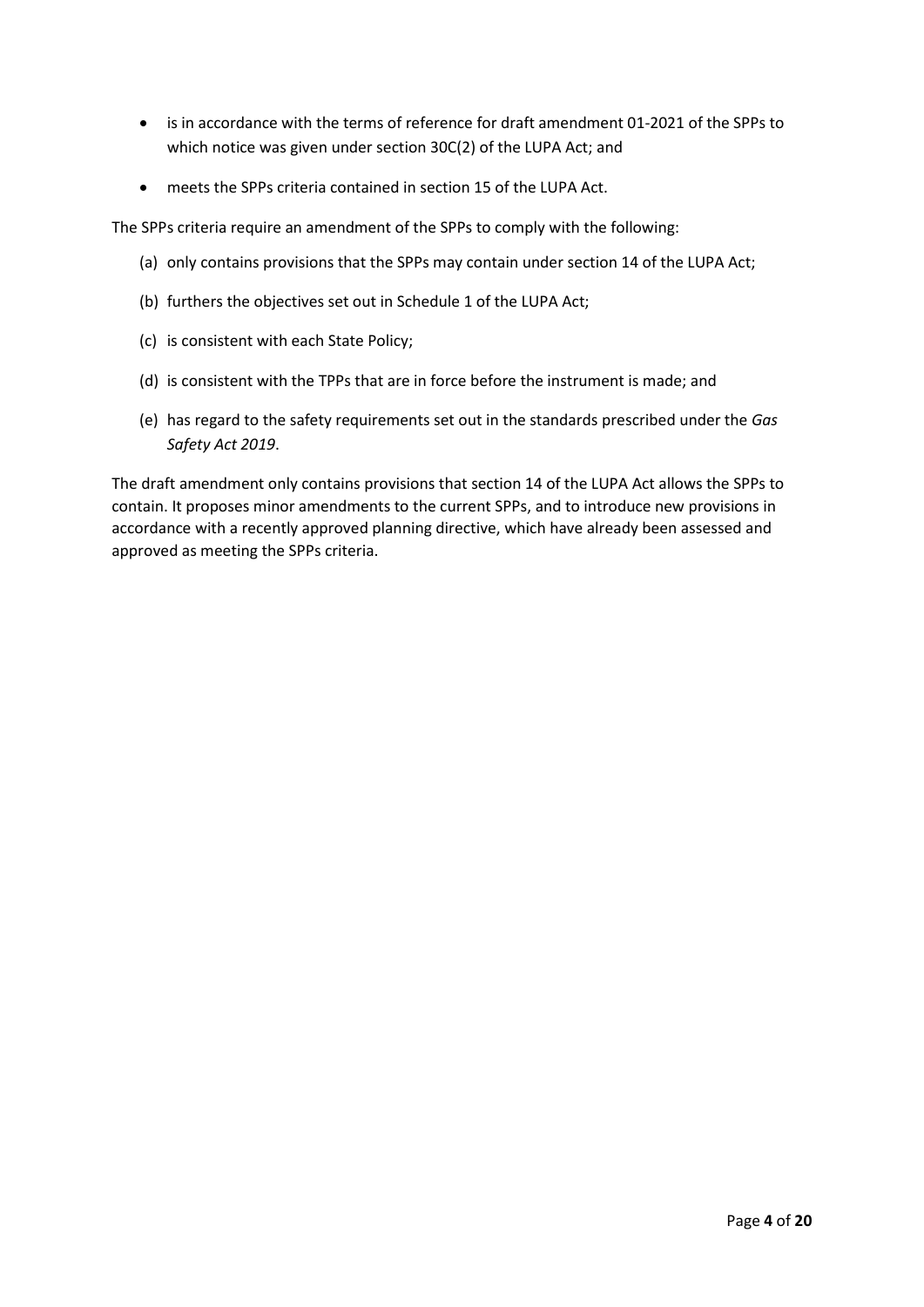- is in accordance with the terms of reference for draft amendment 01-2021 of the SPPs to which notice was given under section 30C(2) of the LUPA Act; and
- meets the SPPs criteria contained in section 15 of the LUPA Act.

The SPPs criteria require an amendment of the SPPs to comply with the following:

(a) only contains provisions that the SPPs may contain under section 14 of the LUPA Act;

(b) furthers the objectives set out in Schedule 1 of the LUPA Act;

(c) is consistent with each State Policy;

(d) is consistent with the TPPs that are in force before the instrument is made; and

(e) has regard to the safety requirements set out in the standards prescribed under the *Gas Safety Act 2019*.

The draft amendment only contains provisions that section 14 of the LUPA Act allows the SPPs to contain. It proposes minor amendments to the current SPPs, and to introduce new provisions in accordance with a recently approved planning directive, which have already been assessed and approved as meeting the SPPs criteria.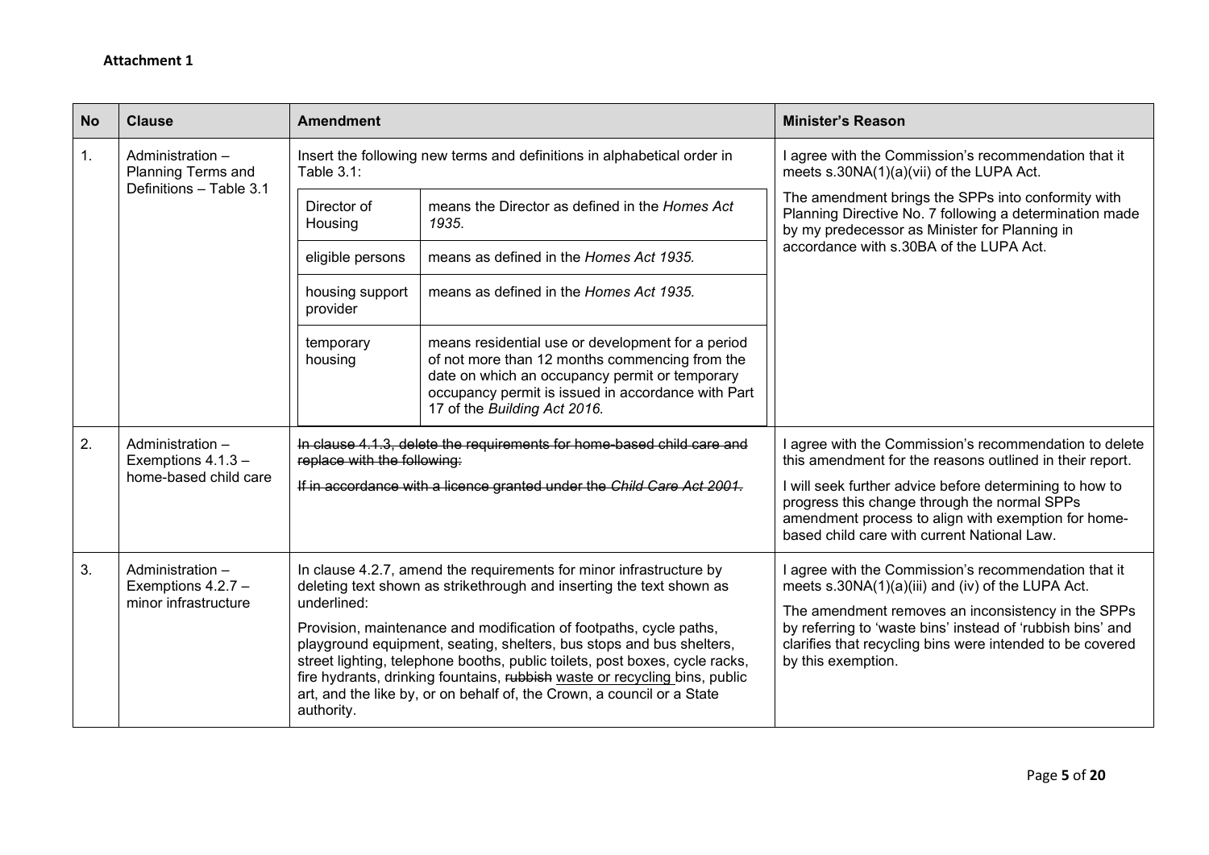**Attachment 1**

| No | Clause | Amendment | Minister's Reason |
|---|---|---|---|
| 1. | Administration – Planning Terms and Definitions – Table 3.1 | Insert the following new terms and definitions in alphabetical order in Table 3.1:<br><br>**Director of Housing** – means the Director as defined in the *Homes Act 1935*.<br><br>**eligible persons** – means as defined in the *Homes Act 1935*.<br><br>**housing support provider** – means as defined in the *Homes Act 1935*.<br><br>**temporary housing** – means residential use or development for a period of not more than 12 months commencing from the date on which an occupancy permit or temporary occupancy permit is issued in accordance with Part 17 of the *Building Act 2016*. | I agree with the Commission's recommendation that it meets s.30NA(1)(a)(vii) of the LUPA Act.<br><br>The amendment brings the SPPs into conformity with Planning Directive No. 7 following a determination made by my predecessor as Minister for Planning in accordance with s.30BA of the LUPA Act. |
| 2. | Administration – Exemptions 4.1.3 – home-based child care | ~~In clause 4.1.3, delete the requirements for home-based child care and replace with the following:~~<br><br>~~If in accordance with a licence granted under the *Child Care Act 2001*.~~ | I agree with the Commission's recommendation to delete this amendment for the reasons outlined in their report.<br><br>I will seek further advice before determining to how to progress this change through the normal SPPs amendment process to align with exemption for home-based child care with current National Law. |
| 3. | Administration – Exemptions 4.2.7 – minor infrastructure | In clause 4.2.7, amend the requirements for minor infrastructure by deleting text shown as strikethrough and inserting the text shown as underlined:<br><br>Provision, maintenance and modification of footpaths, cycle paths, playground equipment, seating, shelters, bus stops and bus shelters, street lighting, telephone booths, public toilets, post boxes, cycle racks, fire hydrants, drinking fountains, ~~rubbish~~ <u>waste or recycling</u> bins, public art, and the like by, or on behalf of, the Crown, a council or a State authority. | I agree with the Commission's recommendation that it meets s.30NA(1)(a)(iii) and (iv) of the LUPA Act.<br><br>The amendment removes an inconsistency in the SPPs by referring to 'waste bins' instead of 'rubbish bins' and clarifies that recycling bins were intended to be covered by this exemption. |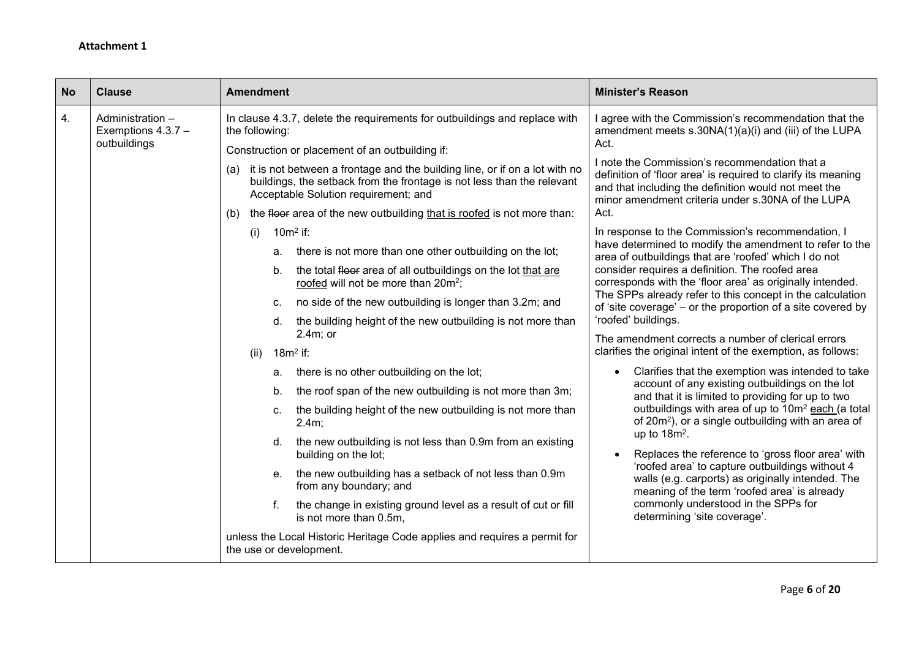**Attachment 1**

| No | Clause | Amendment | Minister's Reason |
|---|---|---|---|
| 4. | Administration – Exemptions 4.3.7 – outbuildings | In clause 4.3.7, delete the requirements for outbuildings and replace with the following:<br><br>Construction or placement of an outbuilding if:<br><br>(a) it is not between a frontage and the building line, or if on a lot with no buildings, the setback from the frontage is not less than the relevant Acceptable Solution requirement; and<br><br>(b) the ~~floor~~ area of the new outbuilding <u>that is roofed</u> is not more than:<br><br>(i) $10m^2$ if:<br><br>a. there is not more than one other outbuilding on the lot;<br><br>b. the total ~~floor~~ area of all outbuildings on the lot <u>that are roofed</u> will not be more than $20m^2$;<br><br>c. no side of the new outbuilding is longer than 3.2m; and<br><br>d. the building height of the new outbuilding is not more than 2.4m; or<br><br>(ii) $18m^2$ if:<br><br>a. there is no other outbuilding on the lot;<br><br>b. the roof span of the new outbuilding is not more than 3m;<br><br>c. the building height of the new outbuilding is not more than 2.4m;<br><br>d. the new outbuilding is not less than 0.9m from an existing building on the lot;<br><br>e. the new outbuilding has a setback of not less than 0.9m from any boundary; and<br><br>f. the change in existing ground level as a result of cut or fill is not more than 0.5m,<br><br>unless the Local Historic Heritage Code applies and requires a permit for the use or development. | I agree with the Commission's recommendation that the amendment meets s.30NA(1)(a)(i) and (iii) of the LUPA Act.<br><br>I note the Commission's recommendation that a definition of 'floor area' is required to clarify its meaning and that including the definition would not meet the minor amendment criteria under s.30NA of the LUPA Act.<br><br>In response to the Commission's recommendation, I have determined to modify the amendment to refer to the area of outbuildings that are 'roofed' which I do not consider requires a definition. The roofed area corresponds with the 'floor area' as originally intended. The SPPs already refer to this concept in the calculation of 'site coverage' – or the proportion of a site covered by 'roofed' buildings.<br><br>The amendment corrects a number of clerical errors clarifies the original intent of the exemption, as follows:<br><br>• Clarifies that the exemption was intended to take account of any existing outbuildings on the lot and that it is limited to providing for up to two outbuildings with area of up to $10m^2$ <u>each</u> (a total of $20m^2$), or a single outbuilding with an area of up to $18m^2$.<br><br>• Replaces the reference to 'gross floor area' with 'roofed area' to capture outbuildings without 4 walls (e.g. carports) as originally intended. The meaning of the term 'roofed area' is already commonly understood in the SPPs for determining 'site coverage'. |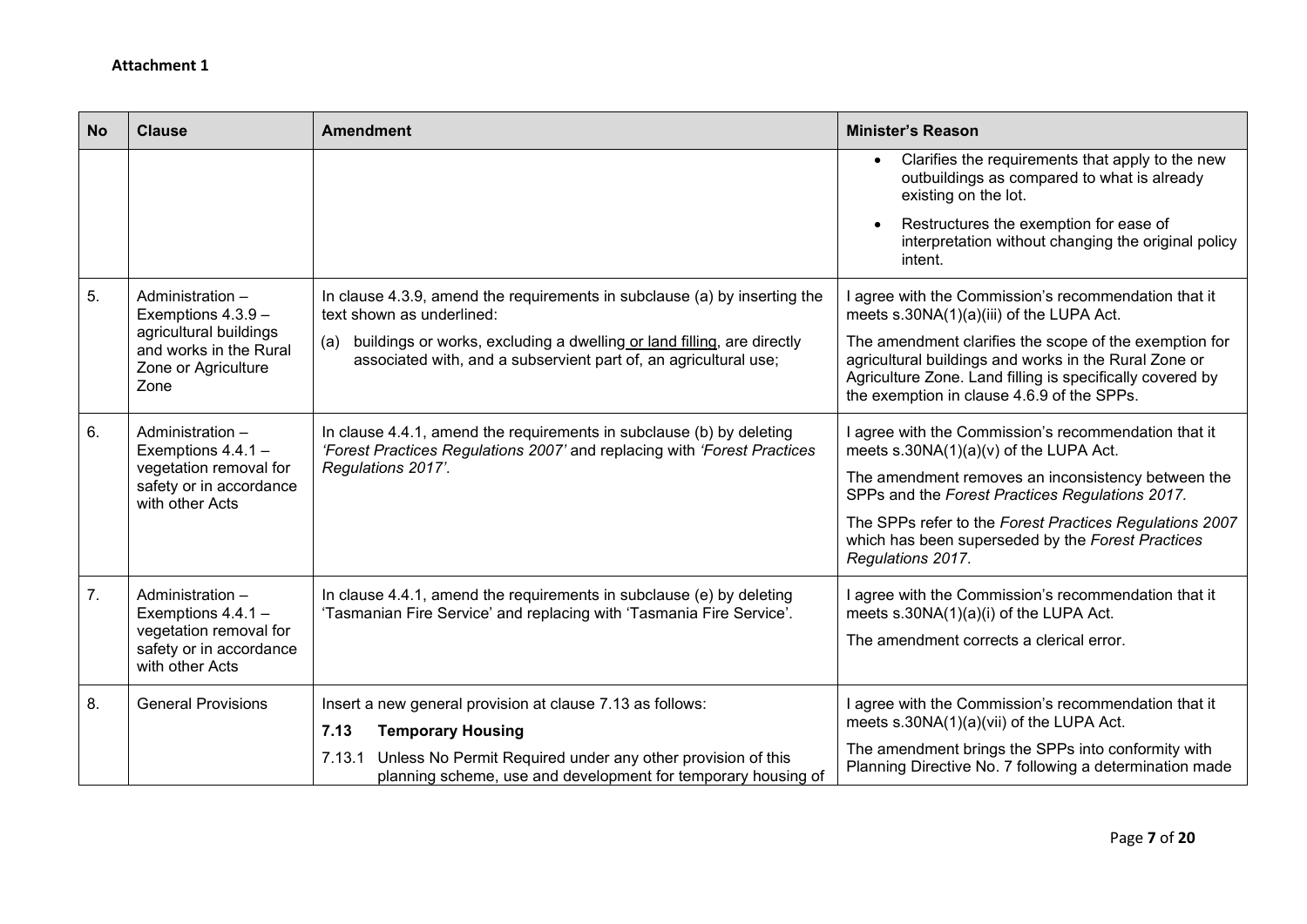**Attachment 1**

| No | Clause | Amendment | Minister's Reason |
|---|---|---|---|
| | | | • Clarifies the requirements that apply to the new outbuildings as compared to what is already existing on the lot.<br><br>• Restructures the exemption for ease of interpretation without changing the original policy intent. |
| 5. | Administration – Exemptions 4.3.9 – agricultural buildings and works in the Rural Zone or Agriculture Zone | In clause 4.3.9, amend the requirements in subclause (a) by inserting the text shown as underlined:<br><br>(a) buildings or works, excluding a dwelling <u>or land filling</u>, are directly associated with, and a subservient part of, an agricultural use; | I agree with the Commission's recommendation that it meets s.30NA(1)(a)(iii) of the LUPA Act.<br><br>The amendment clarifies the scope of the exemption for agricultural buildings and works in the Rural Zone or Agriculture Zone. Land filling is specifically covered by the exemption in clause 4.6.9 of the SPPs. |
| 6. | Administration – Exemptions 4.4.1 – vegetation removal for safety or in accordance with other Acts | In clause 4.4.1, amend the requirements in subclause (b) by deleting *'Forest Practices Regulations 2007'* and replacing with *'Forest Practices Regulations 2017'*. | I agree with the Commission's recommendation that it meets s.30NA(1)(a)(v) of the LUPA Act.<br><br>The amendment removes an inconsistency between the SPPs and the *Forest Practices Regulations 2017.*<br><br>The SPPs refer to the *Forest Practices Regulations 2007* which has been superseded by the *Forest Practices Regulations 2017*. |
| 7. | Administration – Exemptions 4.4.1 – vegetation removal for safety or in accordance with other Acts | In clause 4.4.1, amend the requirements in subclause (e) by deleting 'Tasmanian Fire Service' and replacing with 'Tasmania Fire Service'. | I agree with the Commission's recommendation that it meets s.30NA(1)(a)(i) of the LUPA Act.<br><br>The amendment corrects a clerical error. |
| 8. | General Provisions | Insert a new general provision at clause 7.13 as follows:<br><br>**7.13 Temporary Housing**<br><br>7.13.1 Unless No Permit Required under any other provision of this planning scheme, use and development for temporary housing of | I agree with the Commission's recommendation that it meets s.30NA(1)(a)(vii) of the LUPA Act.<br><br>The amendment brings the SPPs into conformity with Planning Directive No. 7 following a determination made |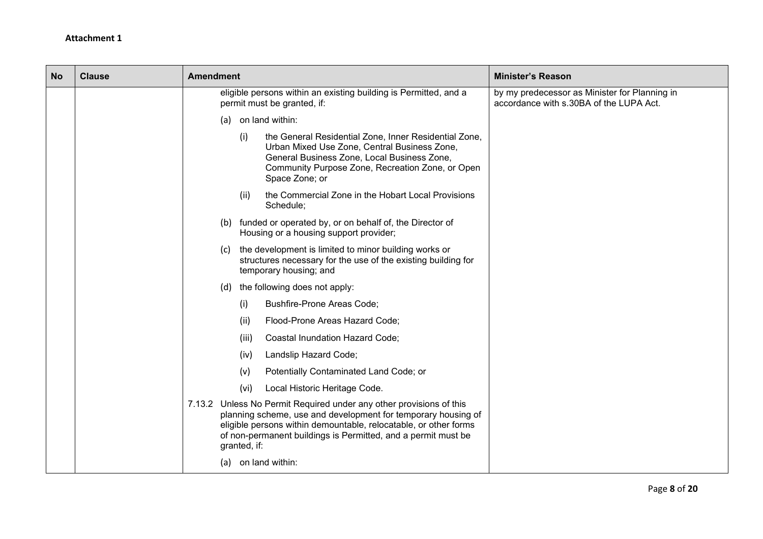**Attachment 1**

| No | Clause | Amendment | Minister's Reason |
|---|---|---|---|
| | | eligible persons within an existing building is Permitted, and a permit must be granted, if:<br><br>(a) on land within:<br><br>(i) the General Residential Zone, Inner Residential Zone, Urban Mixed Use Zone, Central Business Zone, General Business Zone, Local Business Zone, Community Purpose Zone, Recreation Zone, or Open Space Zone; or<br><br>(ii) the Commercial Zone in the Hobart Local Provisions Schedule;<br><br>(b) funded or operated by, or on behalf of, the Director of Housing or a housing support provider;<br><br>(c) the development is limited to minor building works or structures necessary for the use of the existing building for temporary housing; and<br><br>(d) the following does not apply:<br><br>(i) Bushfire-Prone Areas Code;<br><br>(ii) Flood-Prone Areas Hazard Code;<br><br>(iii) Coastal Inundation Hazard Code;<br><br>(iv) Landslip Hazard Code;<br><br>(v) Potentially Contaminated Land Code; or<br><br>(vi) Local Historic Heritage Code.<br><br>7.13.2 Unless No Permit Required under any other provisions of this planning scheme, use and development for temporary housing of eligible persons within demountable, relocatable, or other forms of non-permanent buildings is Permitted, and a permit must be granted, if:<br><br>(a) on land within: | by my predecessor as Minister for Planning in accordance with s.30BA of the LUPA Act. |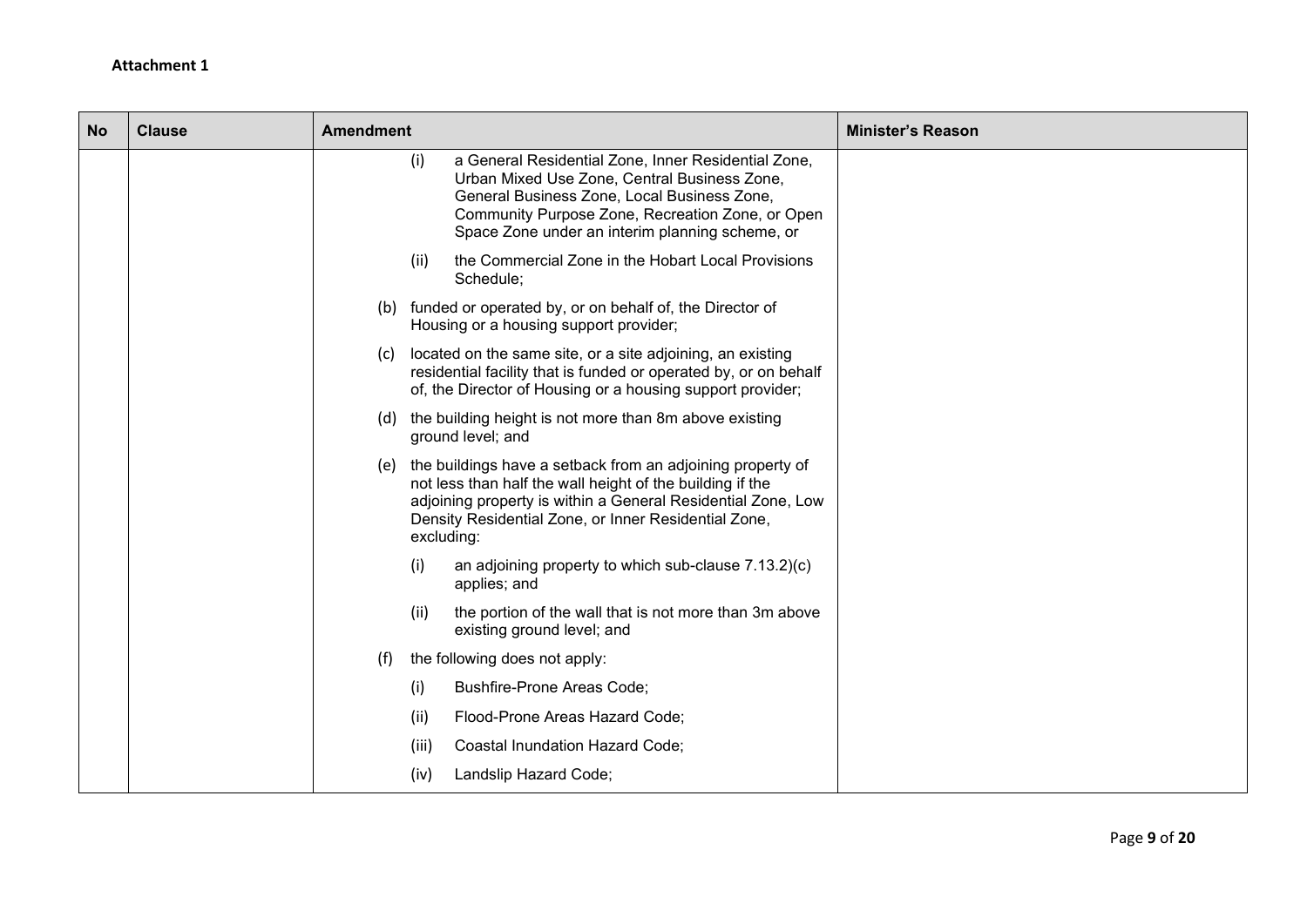**Attachment 1**

| No | Clause | Amendment | Minister's Reason |
|---|---|---|---|
| | | (i) a General Residential Zone, Inner Residential Zone, Urban Mixed Use Zone, Central Business Zone, General Business Zone, Local Business Zone, Community Purpose Zone, Recreation Zone, or Open Space Zone under an interim planning scheme, or<br><br>(ii) the Commercial Zone in the Hobart Local Provisions Schedule;<br><br>(b) funded or operated by, or on behalf of, the Director of Housing or a housing support provider;<br><br>(c) located on the same site, or a site adjoining, an existing residential facility that is funded or operated by, or on behalf of, the Director of Housing or a housing support provider;<br><br>(d) the building height is not more than 8m above existing ground level; and<br><br>(e) the buildings have a setback from an adjoining property of not less than half the wall height of the building if the adjoining property is within a General Residential Zone, Low Density Residential Zone, or Inner Residential Zone, excluding:<br><br>(i) an adjoining property to which sub-clause 7.13.2)(c) applies; and<br><br>(ii) the portion of the wall that is not more than 3m above existing ground level; and<br><br>(f) the following does not apply:<br><br>(i) Bushfire-Prone Areas Code;<br><br>(ii) Flood-Prone Areas Hazard Code;<br><br>(iii) Coastal Inundation Hazard Code;<br><br>(iv) Landslip Hazard Code; | |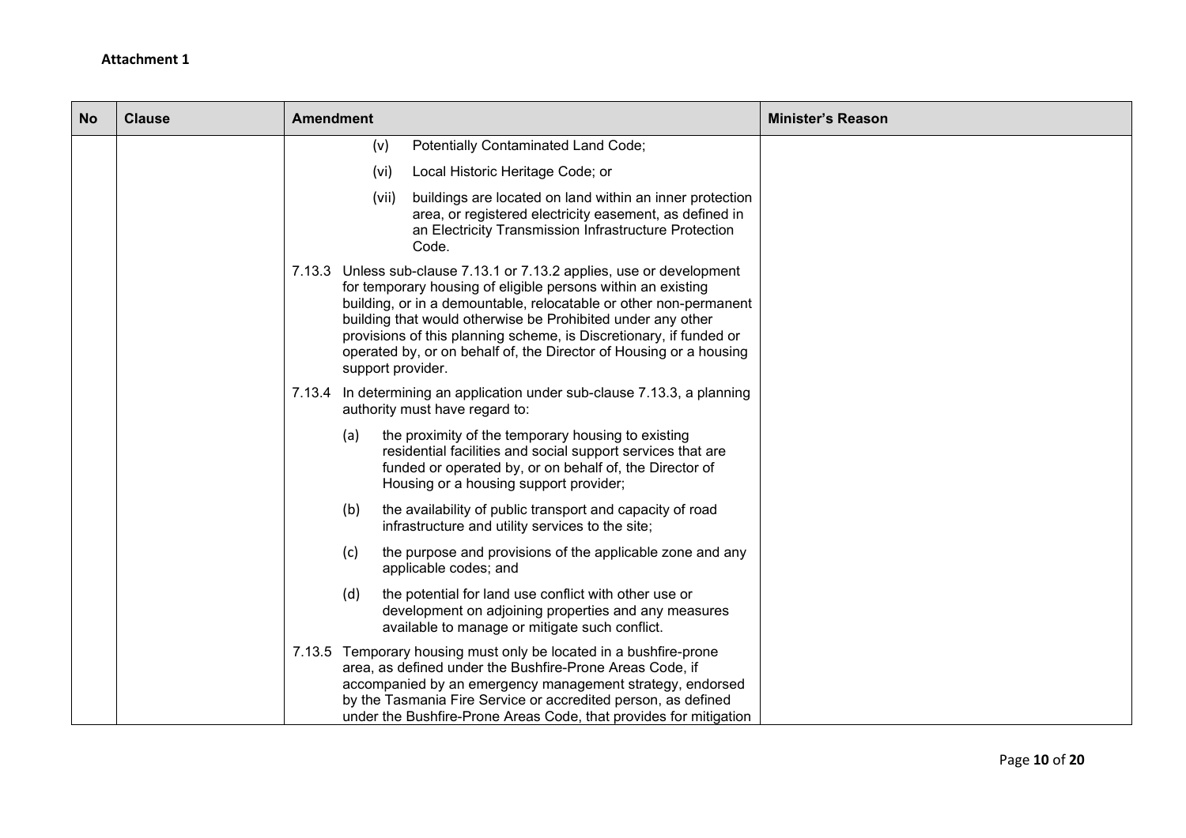**Attachment 1**

| No | Clause | Amendment | Minister's Reason |
|---|---|---|---|
| | | (v) Potentially Contaminated Land Code;<br><br>(vi) Local Historic Heritage Code; or<br><br>(vii) buildings are located on land within an inner protection area, or registered electricity easement, as defined in an Electricity Transmission Infrastructure Protection Code.<br><br>7.13.3 Unless sub-clause 7.13.1 or 7.13.2 applies, use or development for temporary housing of eligible persons within an existing building, or in a demountable, relocatable or other non-permanent building that would otherwise be Prohibited under any other provisions of this planning scheme, is Discretionary, if funded or operated by, or on behalf of, the Director of Housing or a housing support provider.<br><br>7.13.4 In determining an application under sub-clause 7.13.3, a planning authority must have regard to:<br><br>(a) the proximity of the temporary housing to existing residential facilities and social support services that are funded or operated by, or on behalf of, the Director of Housing or a housing support provider;<br><br>(b) the availability of public transport and capacity of road infrastructure and utility services to the site;<br><br>(c) the purpose and provisions of the applicable zone and any applicable codes; and<br><br>(d) the potential for land use conflict with other use or development on adjoining properties and any measures available to manage or mitigate such conflict.<br><br>7.13.5 Temporary housing must only be located in a bushfire-prone area, as defined under the Bushfire-Prone Areas Code, if accompanied by an emergency management strategy, endorsed by the Tasmania Fire Service or accredited person, as defined under the Bushfire-Prone Areas Code, that provides for mitigation | |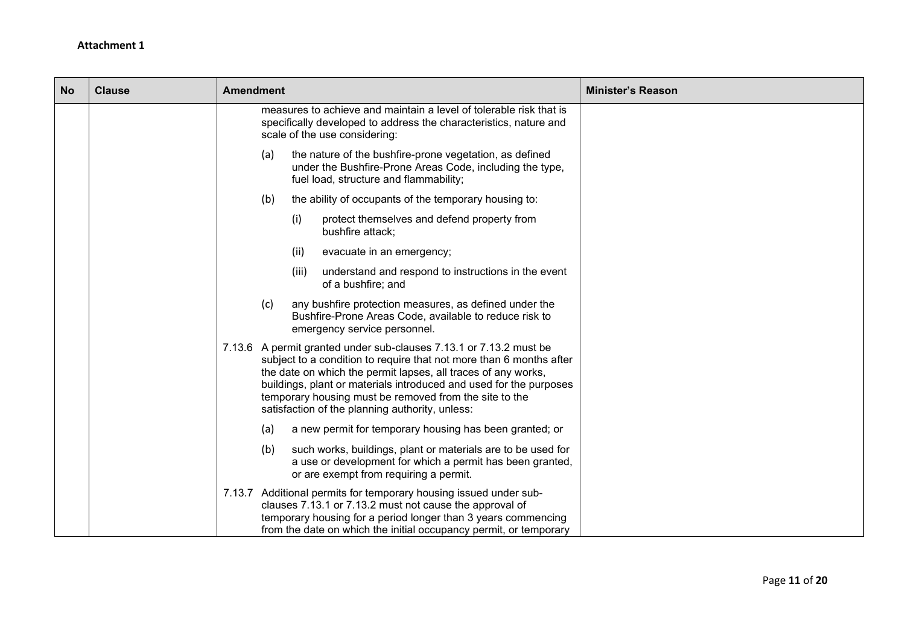**Attachment 1**

| No | Clause | Amendment | Minister's Reason |
|---|---|---|---|
| | | measures to achieve and maintain a level of tolerable risk that is specifically developed to address the characteristics, nature and scale of the use considering:<br><br>(a) the nature of the bushfire-prone vegetation, as defined under the Bushfire-Prone Areas Code, including the type, fuel load, structure and flammability;<br><br>(b) the ability of occupants of the temporary housing to:<br><br>(i) protect themselves and defend property from bushfire attack;<br><br>(ii) evacuate in an emergency;<br><br>(iii) understand and respond to instructions in the event of a bushfire; and<br><br>(c) any bushfire protection measures, as defined under the Bushfire-Prone Areas Code, available to reduce risk to emergency service personnel.<br><br>7.13.6 A permit granted under sub-clauses 7.13.1 or 7.13.2 must be subject to a condition to require that not more than 6 months after the date on which the permit lapses, all traces of any works, buildings, plant or materials introduced and used for the purposes temporary housing must be removed from the site to the satisfaction of the planning authority, unless:<br><br>(a) a new permit for temporary housing has been granted; or<br><br>(b) such works, buildings, plant or materials are to be used for a use or development for which a permit has been granted, or are exempt from requiring a permit.<br><br>7.13.7 Additional permits for temporary housing issued under sub-clauses 7.13.1 or 7.13.2 must not cause the approval of temporary housing for a period longer than 3 years commencing from the date on which the initial occupancy permit, or temporary | |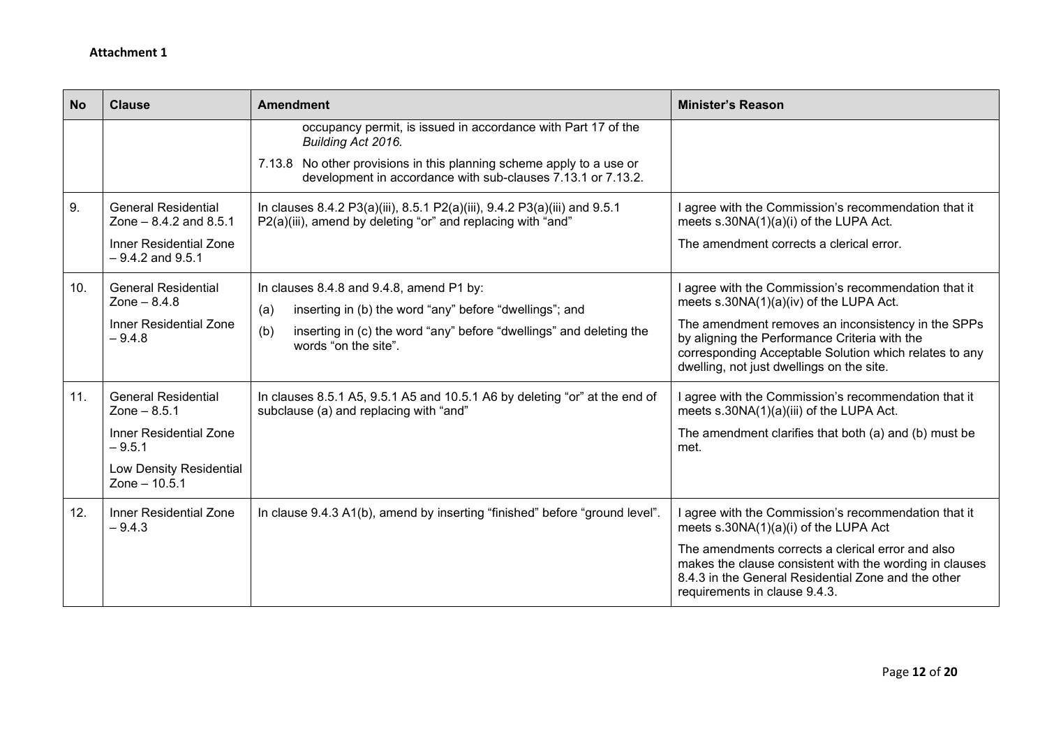**Attachment 1**

| No | Clause | Amendment | Minister's Reason |
|---|---|---|---|
| | | occupancy permit, is issued in accordance with Part 17 of the *Building Act 2016.*<br><br>7.13.8 No other provisions in this planning scheme apply to a use or development in accordance with sub-clauses 7.13.1 or 7.13.2. | |
| 9. | General Residential Zone – 8.4.2 and 8.5.1<br><br>Inner Residential Zone – 9.4.2 and 9.5.1 | In clauses 8.4.2 P3(a)(iii), 8.5.1 P2(a)(iii), 9.4.2 P3(a)(iii) and 9.5.1 P2(a)(iii), amend by deleting "or" and replacing with "and" | I agree with the Commission's recommendation that it meets s.30NA(1)(a)(i) of the LUPA Act.<br><br>The amendment corrects a clerical error. |
| 10. | General Residential Zone – 8.4.8<br><br>Inner Residential Zone – 9.4.8 | In clauses 8.4.8 and 9.4.8, amend P1 by:<br><br>(a) inserting in (b) the word "any" before "dwellings"; and<br><br>(b) inserting in (c) the word "any" before "dwellings" and deleting the words "on the site". | I agree with the Commission's recommendation that it meets s.30NA(1)(a)(iv) of the LUPA Act.<br><br>The amendment removes an inconsistency in the SPPs by aligning the Performance Criteria with the corresponding Acceptable Solution which relates to any dwelling, not just dwellings on the site. |
| 11. | General Residential Zone – 8.5.1<br><br>Inner Residential Zone – 9.5.1<br><br>Low Density Residential Zone – 10.5.1 | In clauses 8.5.1 A5, 9.5.1 A5 and 10.5.1 A6 by deleting "or" at the end of subclause (a) and replacing with "and" | I agree with the Commission's recommendation that it meets s.30NA(1)(a)(iii) of the LUPA Act.<br><br>The amendment clarifies that both (a) and (b) must be met. |
| 12. | Inner Residential Zone – 9.4.3 | In clause 9.4.3 A1(b), amend by inserting "finished" before "ground level". | I agree with the Commission's recommendation that it meets s.30NA(1)(a)(i) of the LUPA Act<br><br>The amendments corrects a clerical error and also makes the clause consistent with the wording in clauses 8.4.3 in the General Residential Zone and the other requirements in clause 9.4.3. |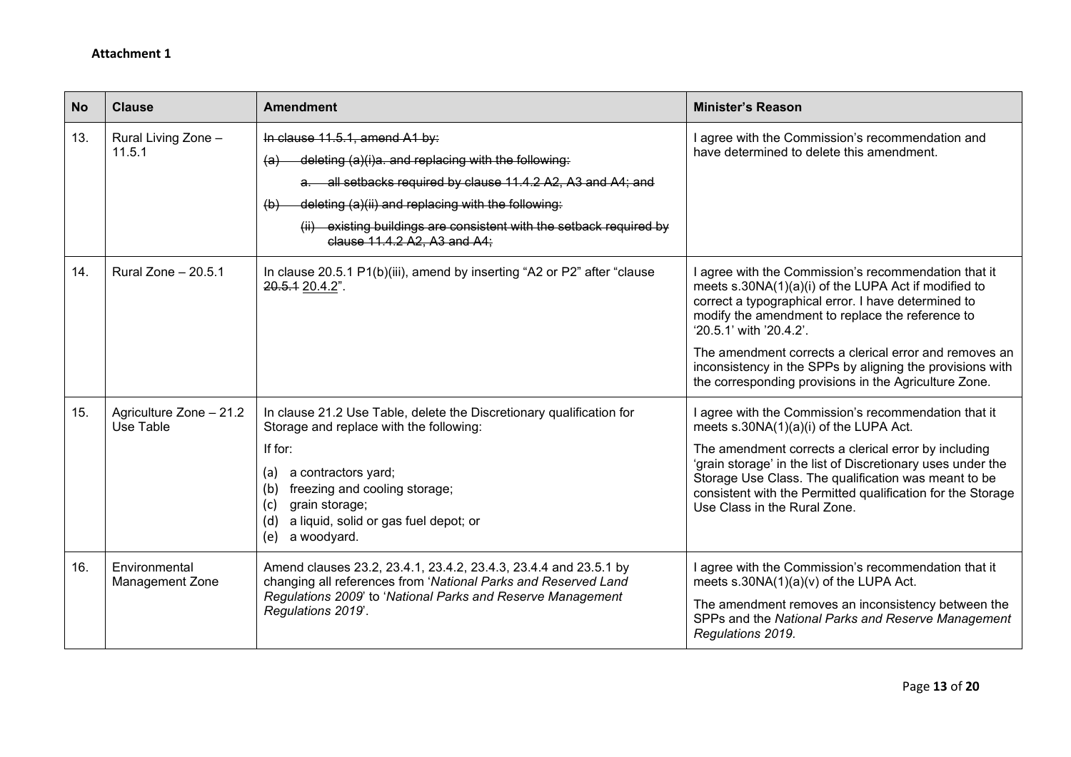**Attachment 1**

| No | Clause | Amendment | Minister's Reason |
|---|---|---|---|
| 13. | Rural Living Zone – 11.5.1 | ~~In clause 11.5.1, amend A1 by:~~<br>~~(a) deleting (a)(i)a. and replacing with the following:~~<br>~~a. all setbacks required by clause 11.4.2 A2, A3 and A4; and~~<br>~~(b) deleting (a)(ii) and replacing with the following:~~<br>~~(ii) existing buildings are consistent with the setback required by clause 11.4.2 A2, A3 and A4;~~ | I agree with the Commission's recommendation and have determined to delete this amendment. |
| 14. | Rural Zone – 20.5.1 | In clause 20.5.1 P1(b)(iii), amend by inserting "A2 or P2" after "clause ~~20.5.1~~ 20.4.2". | I agree with the Commission's recommendation that it meets s.30NA(1)(a)(i) of the LUPA Act if modified to correct a typographical error. I have determined to modify the amendment to replace the reference to '20.5.1' with '20.4.2'.<br><br>The amendment corrects a clerical error and removes an inconsistency in the SPPs by aligning the provisions with the corresponding provisions in the Agriculture Zone. |
| 15. | Agriculture Zone – 21.2 Use Table | In clause 21.2 Use Table, delete the Discretionary qualification for Storage and replace with the following:<br><br>If for:<br>(a) a contractors yard;<br>(b) freezing and cooling storage;<br>(c) grain storage;<br>(d) a liquid, solid or gas fuel depot; or<br>(e) a woodyard. | I agree with the Commission's recommendation that it meets s.30NA(1)(a)(i) of the LUPA Act.<br><br>The amendment corrects a clerical error by including 'grain storage' in the list of Discretionary uses under the Storage Use Class. The qualification was meant to be consistent with the Permitted qualification for the Storage Use Class in the Rural Zone. |
| 16. | Environmental Management Zone | Amend clauses 23.2, 23.4.1, 23.4.2, 23.4.3, 23.4.4 and 23.5.1 by changing all references from '*National Parks and Reserved Land Regulations 2009*' to '*National Parks and Reserve Management Regulations 2019*'. | I agree with the Commission's recommendation that it meets s.30NA(1)(a)(v) of the LUPA Act.<br><br>The amendment removes an inconsistency between the SPPs and the *National Parks and Reserve Management Regulations 2019.* |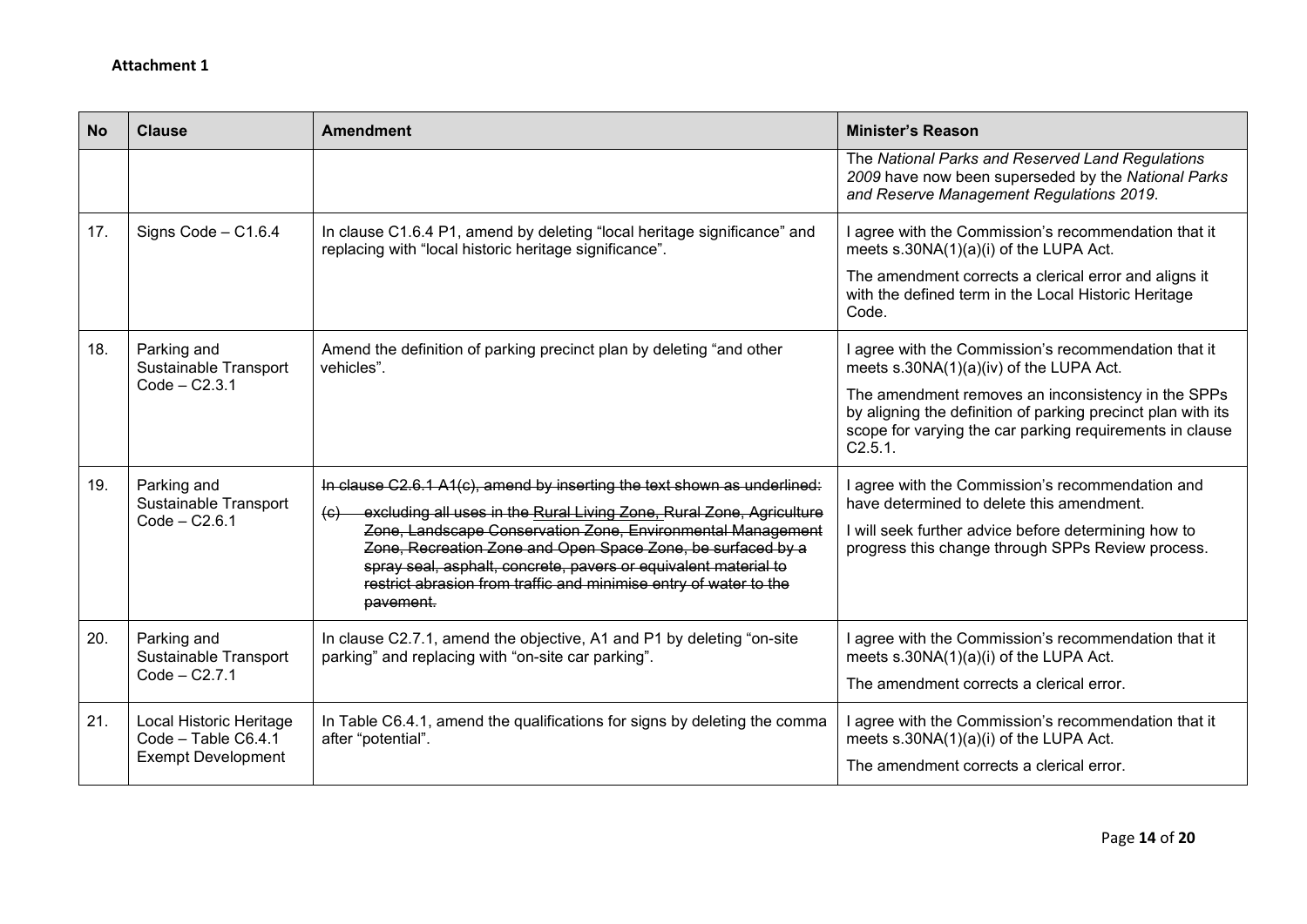**Attachment 1**

| No | Clause | Amendment | Minister's Reason |
|---|---|---|---|
| | | | The *National Parks and Reserved Land Regulations 2009* have now been superseded by the *National Parks and Reserve Management Regulations 2019*. |
| 17. | Signs Code – C1.6.4 | In clause C1.6.4 P1, amend by deleting "local heritage significance" and replacing with "local historic heritage significance". | I agree with the Commission's recommendation that it meets s.30NA(1)(a)(i) of the LUPA Act.<br><br>The amendment corrects a clerical error and aligns it with the defined term in the Local Historic Heritage Code. |
| 18. | Parking and Sustainable Transport Code – C2.3.1 | Amend the definition of parking precinct plan by deleting "and other vehicles". | I agree with the Commission's recommendation that it meets s.30NA(1)(a)(iv) of the LUPA Act.<br><br>The amendment removes an inconsistency in the SPPs by aligning the definition of parking precinct plan with its scope for varying the car parking requirements in clause C2.5.1. |
| 19. | Parking and Sustainable Transport Code – C2.6.1 | ~~In clause C2.6.1 A1(c), amend by inserting the text shown as underlined:~~<br><br>~~(c) excluding all uses in the Rural Living Zone, Rural Zone, Agriculture Zone, Landscape Conservation Zone, Environmental Management Zone, Recreation Zone and Open Space Zone, be surfaced by a spray seal, asphalt, concrete, pavers or equivalent material to restrict abrasion from traffic and minimise entry of water to the pavement.~~ | I agree with the Commission's recommendation and have determined to delete this amendment.<br><br>I will seek further advice before determining how to progress this change through SPPs Review process. |
| 20. | Parking and Sustainable Transport Code – C2.7.1 | In clause C2.7.1, amend the objective, A1 and P1 by deleting "on-site parking" and replacing with "on-site car parking". | I agree with the Commission's recommendation that it meets s.30NA(1)(a)(i) of the LUPA Act.<br><br>The amendment corrects a clerical error. |
| 21. | Local Historic Heritage Code – Table C6.4.1 Exempt Development | In Table C6.4.1, amend the qualifications for signs by deleting the comma after "potential". | I agree with the Commission's recommendation that it meets s.30NA(1)(a)(i) of the LUPA Act.<br><br>The amendment corrects a clerical error. |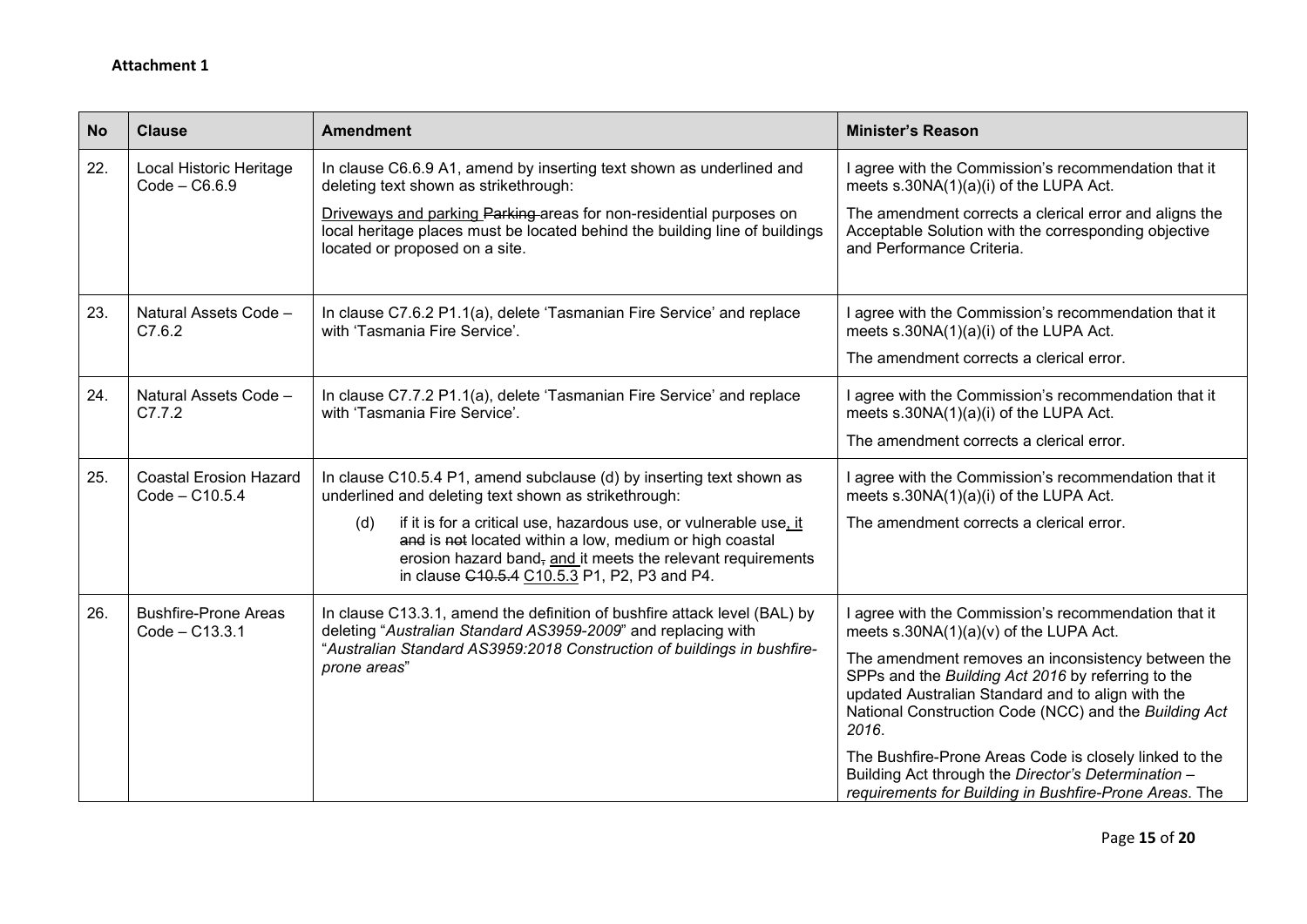**Attachment 1**

| No | Clause | Amendment | Minister's Reason |
|---|---|---|---|
| 22. | Local Historic Heritage Code – C6.6.9 | In clause C6.6.9 A1, amend by inserting text shown as underlined and deleting text shown as strikethrough:<br><br><u>Driveways and parking</u> ~~Parking~~ areas for non-residential purposes on local heritage places must be located behind the building line of buildings located or proposed on a site. | I agree with the Commission's recommendation that it meets s.30NA(1)(a)(i) of the LUPA Act.<br><br>The amendment corrects a clerical error and aligns the Acceptable Solution with the corresponding objective and Performance Criteria. |
| 23. | Natural Assets Code – C7.6.2 | In clause C7.6.2 P1.1(a), delete 'Tasmanian Fire Service' and replace with 'Tasmania Fire Service'. | I agree with the Commission's recommendation that it meets s.30NA(1)(a)(i) of the LUPA Act.<br><br>The amendment corrects a clerical error. |
| 24. | Natural Assets Code – C7.7.2 | In clause C7.7.2 P1.1(a), delete 'Tasmanian Fire Service' and replace with 'Tasmania Fire Service'. | I agree with the Commission's recommendation that it meets s.30NA(1)(a)(i) of the LUPA Act.<br><br>The amendment corrects a clerical error. |
| 25. | Coastal Erosion Hazard Code – C10.5.4 | In clause C10.5.4 P1, amend subclause (d) by inserting text shown as underlined and deleting text shown as strikethrough:<br><br>(d) if it is for a critical use, hazardous use, or vulnerable use<u>, it</u> ~~and~~ is ~~not~~ located within a low, medium or high coastal erosion hazard band~~,~~ <u>and</u> it meets the relevant requirements in clause ~~C10.5.4~~ <u>C10.5.3</u> P1, P2, P3 and P4. | I agree with the Commission's recommendation that it meets s.30NA(1)(a)(i) of the LUPA Act.<br><br>The amendment corrects a clerical error. |
| 26. | Bushfire-Prone Areas Code – C13.3.1 | In clause C13.3.1, amend the definition of bushfire attack level (BAL) by deleting "*Australian Standard AS3959-2009*" and replacing with "*Australian Standard AS3959:2018 Construction of buildings in bushfire-prone areas*" | I agree with the Commission's recommendation that it meets s.30NA(1)(a)(v) of the LUPA Act.<br><br>The amendment removes an inconsistency between the SPPs and the *Building Act 2016* by referring to the updated Australian Standard and to align with the National Construction Code (NCC) and the *Building Act 2016*.<br><br>The Bushfire-Prone Areas Code is closely linked to the Building Act through the *Director's Determination – requirements for Building in Bushfire-Prone Areas*. The |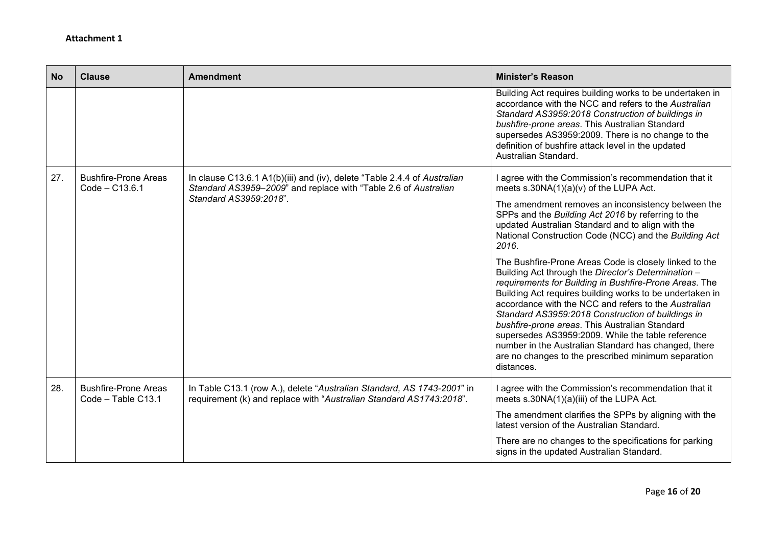**Attachment 1**

| No | Clause | Amendment | Minister's Reason |
|---|---|---|---|
| | | | Building Act requires building works to be undertaken in accordance with the NCC and refers to the *Australian Standard AS3959:2018 Construction of buildings in bushfire-prone areas*. This Australian Standard supersedes AS3959:2009. There is no change to the definition of bushfire attack level in the updated Australian Standard. |
| 27. | Bushfire-Prone Areas Code – C13.6.1 | In clause C13.6.1 A1(b)(iii) and (iv), delete "Table 2.4.4 of *Australian Standard AS3959–2009*" and replace with "Table 2.6 of *Australian Standard AS3959:2018*". | I agree with the Commission's recommendation that it meets s.30NA(1)(a)(v) of the LUPA Act.<br><br>The amendment removes an inconsistency between the SPPs and the *Building Act 2016* by referring to the updated Australian Standard and to align with the National Construction Code (NCC) and the *Building Act 2016*.<br><br>The Bushfire-Prone Areas Code is closely linked to the Building Act through the *Director's Determination – requirements for Building in Bushfire-Prone Areas*. The Building Act requires building works to be undertaken in accordance with the NCC and refers to the *Australian Standard AS3959:2018 Construction of buildings in bushfire-prone areas*. This Australian Standard supersedes AS3959:2009. While the table reference number in the Australian Standard has changed, there are no changes to the prescribed minimum separation distances. |
| 28. | Bushfire-Prone Areas Code – Table C13.1 | In Table C13.1 (row A.), delete "*Australian Standard, AS 1743-2001*" in requirement (k) and replace with "*Australian Standard AS1743:2018*". | I agree with the Commission's recommendation that it meets s.30NA(1)(a)(iii) of the LUPA Act.<br><br>The amendment clarifies the SPPs by aligning with the latest version of the Australian Standard.<br><br>There are no changes to the specifications for parking signs in the updated Australian Standard. |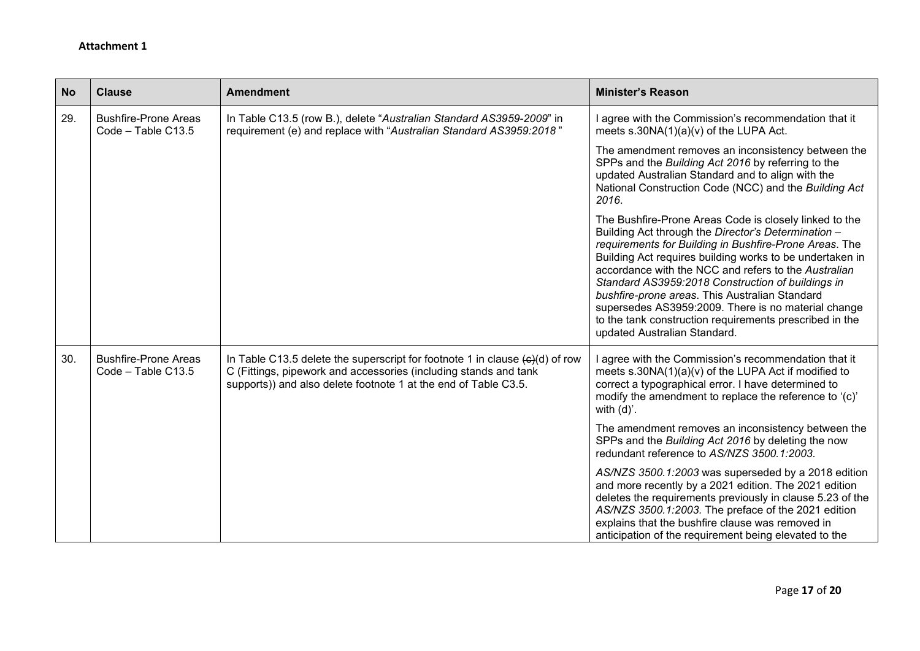**Attachment 1**

| No | Clause | Amendment | Minister's Reason |
|---|---|---|---|
| 29. | Bushfire-Prone Areas Code – Table C13.5 | In Table C13.5 (row B.), delete "*Australian Standard AS3959-2009*" in requirement (e) and replace with "*Australian Standard AS3959:2018* " | I agree with the Commission's recommendation that it meets s.30NA(1)(a)(v) of the LUPA Act.<br><br>The amendment removes an inconsistency between the SPPs and the *Building Act 2016* by referring to the updated Australian Standard and to align with the National Construction Code (NCC) and the *Building Act 2016*.<br><br>The Bushfire-Prone Areas Code is closely linked to the Building Act through the *Director's Determination – requirements for Building in Bushfire-Prone Areas*. The Building Act requires building works to be undertaken in accordance with the NCC and refers to the *Australian Standard AS3959:2018 Construction of buildings in bushfire-prone areas*. This Australian Standard supersedes AS3959:2009. There is no material change to the tank construction requirements prescribed in the updated Australian Standard. |
| 30. | Bushfire-Prone Areas Code – Table C13.5 | In Table C13.5 delete the superscript for footnote 1 in clause ~~(c)~~(d) of row C (Fittings, pipework and accessories (including stands and tank supports)) and also delete footnote 1 at the end of Table C3.5. | I agree with the Commission's recommendation that it meets s.30NA(1)(a)(v) of the LUPA Act if modified to correct a typographical error. I have determined to modify the amendment to replace the reference to '(c)' with (d)'.<br><br>The amendment removes an inconsistency between the SPPs and the *Building Act 2016* by deleting the now redundant reference to *AS/NZS 3500.1:2003*.<br><br>*AS/NZS 3500.1:2003* was superseded by a 2018 edition and more recently by a 2021 edition. The 2021 edition deletes the requirements previously in clause 5.23 of the *AS/NZS 3500.1:2003*. The preface of the 2021 edition explains that the bushfire clause was removed in anticipation of the requirement being elevated to the |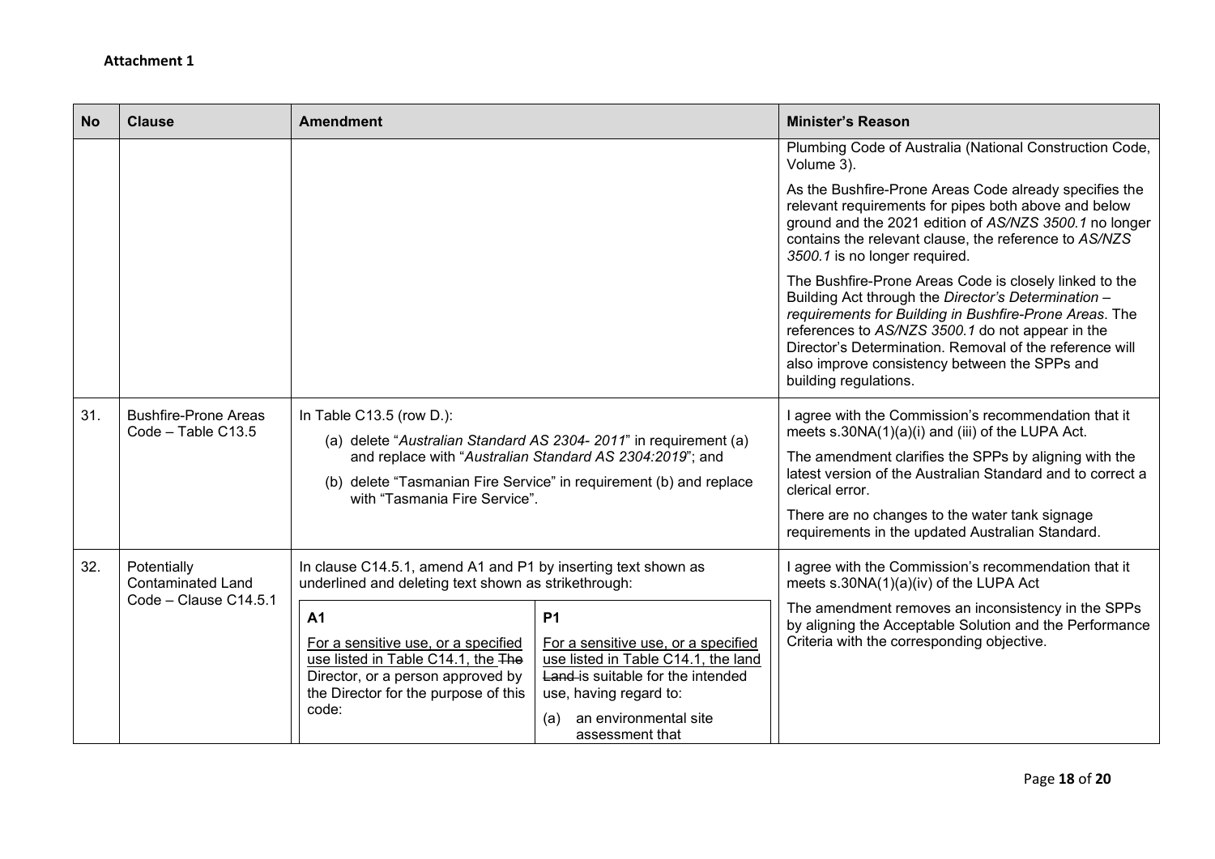**Attachment 1**

| No | Clause | Amendment | Minister's Reason |
|---|---|---|---|
| | | | Plumbing Code of Australia (National Construction Code, Volume 3).<br><br>As the Bushfire-Prone Areas Code already specifies the relevant requirements for pipes both above and below ground and the 2021 edition of *AS/NZS 3500.1* no longer contains the relevant clause, the reference to *AS/NZS 3500.1* is no longer required.<br><br>The Bushfire-Prone Areas Code is closely linked to the Building Act through the *Director's Determination – requirements for Building in Bushfire-Prone Areas*. The references to *AS/NZS 3500.1* do not appear in the Director's Determination. Removal of the reference will also improve consistency between the SPPs and building regulations. |
| 31. | Bushfire-Prone Areas Code – Table C13.5 | In Table C13.5 (row D.):<br>(a) delete "*Australian Standard AS 2304- 2011*" in requirement (a) and replace with "*Australian Standard AS 2304:2019*"; and<br>(b) delete "Tasmanian Fire Service" in requirement (b) and replace with "Tasmania Fire Service". | I agree with the Commission's recommendation that it meets s.30NA(1)(a)(i) and (iii) of the LUPA Act.<br><br>The amendment clarifies the SPPs by aligning with the latest version of the Australian Standard and to correct a clerical error.<br><br>There are no changes to the water tank signage requirements in the updated Australian Standard. |
| 32. | Potentially Contaminated Land Code – Clause C14.5.1 | In clause C14.5.1, amend A1 and P1 by inserting text shown as underlined and deleting text shown as strikethrough:<br><br>**A1**<br><u>For a sensitive use, or a specified use listed in Table C14.1, the</u> ~~The~~ Director, or a person approved by the Director for the purpose of this code:<br><br>**P1**<br><u>For a sensitive use, or a specified use listed in Table C14.1, the land</u> ~~Land~~ is suitable for the intended use, having regard to:<br>(a) an environmental site assessment that | I agree with the Commission's recommendation that it meets s.30NA(1)(a)(iv) of the LUPA Act<br><br>The amendment removes an inconsistency in the SPPs by aligning the Acceptable Solution and the Performance Criteria with the corresponding objective. |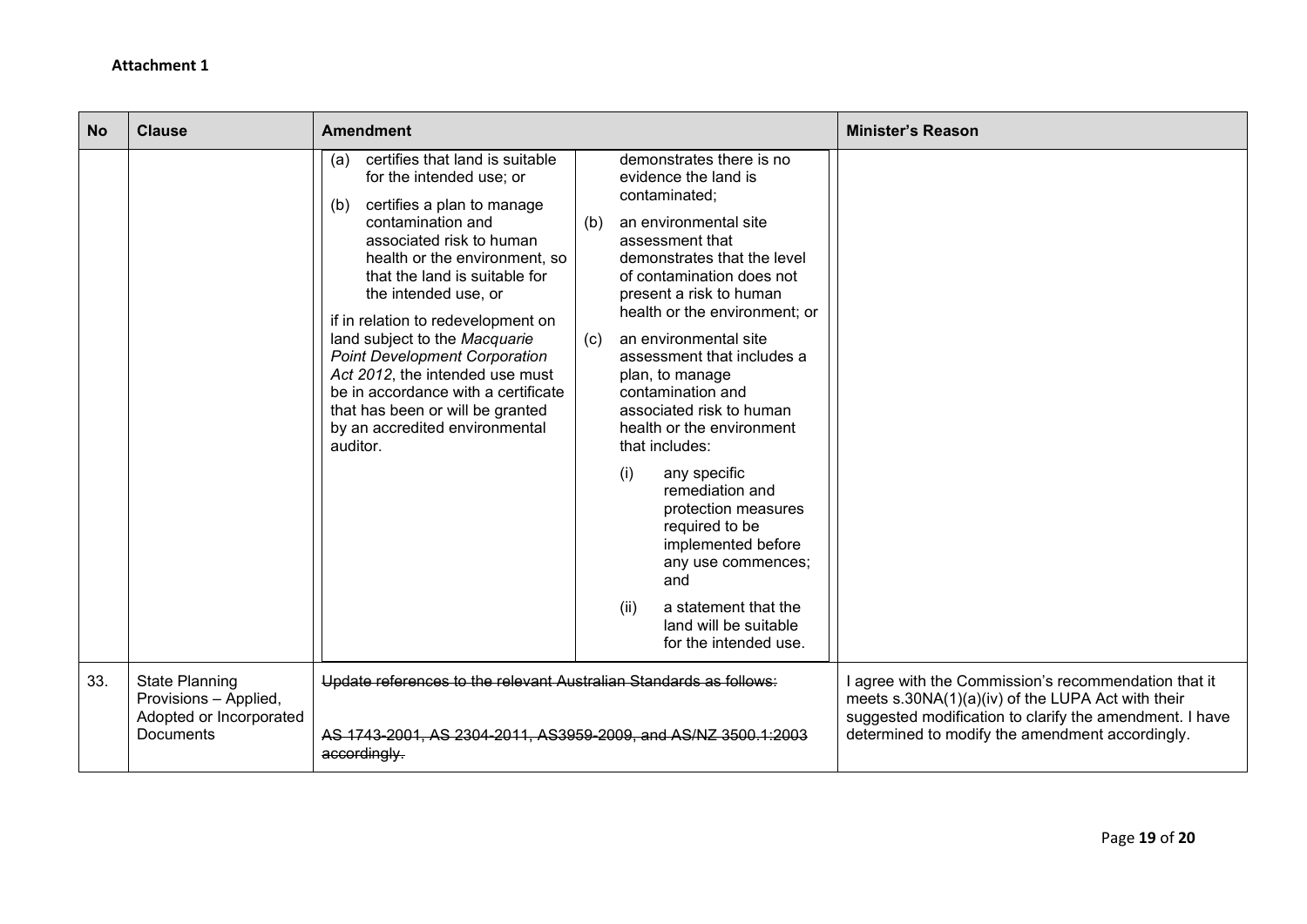**Attachment 1**

<table>
<thead>
<tr>
<th>No</th>
<th>Clause</th>
<th>Amendment</th>
<th>Minister's Reason</th>
</tr>
</thead>
<tbody>
<tr>
<td></td>
<td></td>
<td>
<table>
<tr>
<td>
(a) certifies that land is suitable for the intended use; or<br><br>
(b) certifies a plan to manage contamination and associated risk to human health or the environment, so that the land is suitable for the intended use, or<br><br>
if in relation to redevelopment on land subject to the <em>Macquarie Point Development Corporation Act 2012</em>, the intended use must be in accordance with a certificate that has been or will be granted by an accredited environmental auditor.
</td>
<td>
demonstrates there is no evidence the land is contaminated;<br><br>
(b) an environmental site assessment that demonstrates that the level of contamination does not present a risk to human health or the environment; or<br><br>
(c) an environmental site assessment that includes a plan, to manage contamination and associated risk to human health or the environment that includes:<br><br>
(i) any specific remediation and protection measures required to be implemented before any use commences; and<br><br>
(ii) a statement that the land will be suitable for the intended use.
</td>
</tr>
</table>
</td>
<td></td>
</tr>
<tr>
<td>33.</td>
<td>State Planning Provisions – Applied, Adopted or Incorporated Documents</td>
<td><del>Update references to the relevant Australian Standards as follows:</del><br><br><del>AS 1743-2001, AS 2304-2011, AS3959-2009, and AS/NZ 3500.1:2003 accordingly.</del></td>
<td>I agree with the Commission's recommendation that it meets s.30NA(1)(a)(iv) of the LUPA Act with their suggested modification to clarify the amendment. I have determined to modify the amendment accordingly.</td>
</tr>
</tbody>
</table>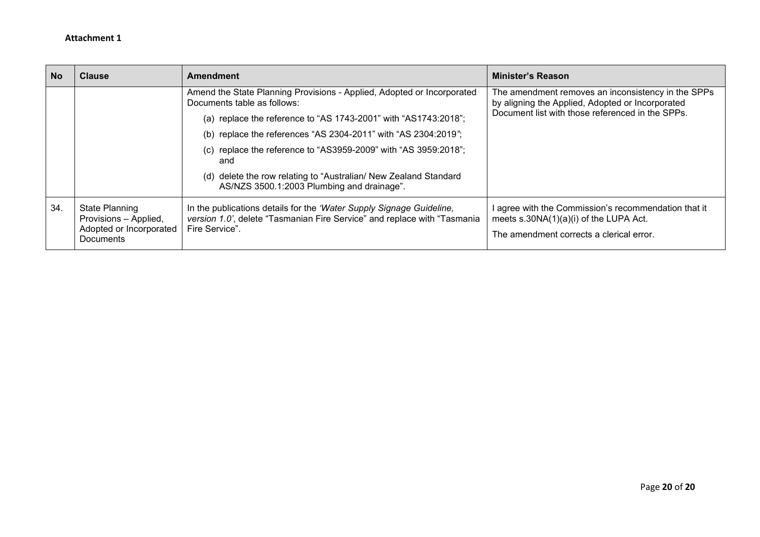**Attachment 1**

| No | Clause | Amendment | Minister's Reason |
|---|---|---|---|
| | | Amend the State Planning Provisions - Applied, Adopted or Incorporated Documents table as follows:<br>(a) replace the reference to "AS 1743-2001" with "AS1743:2018";<br>(b) replace the references "AS 2304-2011" with "AS 2304:2019";<br>(c) replace the reference to "AS3959-2009" with "AS 3959:2018"; and<br>(d) delete the row relating to "Australian/ New Zealand Standard AS/NZS 3500.1:2003 Plumbing and drainage". | The amendment removes an inconsistency in the SPPs by aligning the Applied, Adopted or Incorporated Document list with those referenced in the SPPs. |
| 34. | State Planning Provisions – Applied, Adopted or Incorporated Documents | In the publications details for the *'Water Supply Signage Guideline, version 1.0'*, delete "Tasmanian Fire Service" and replace with "Tasmania Fire Service". | I agree with the Commission's recommendation that it meets s.30NA(1)(a)(i) of the LUPA Act.<br>The amendment corrects a clerical error. |